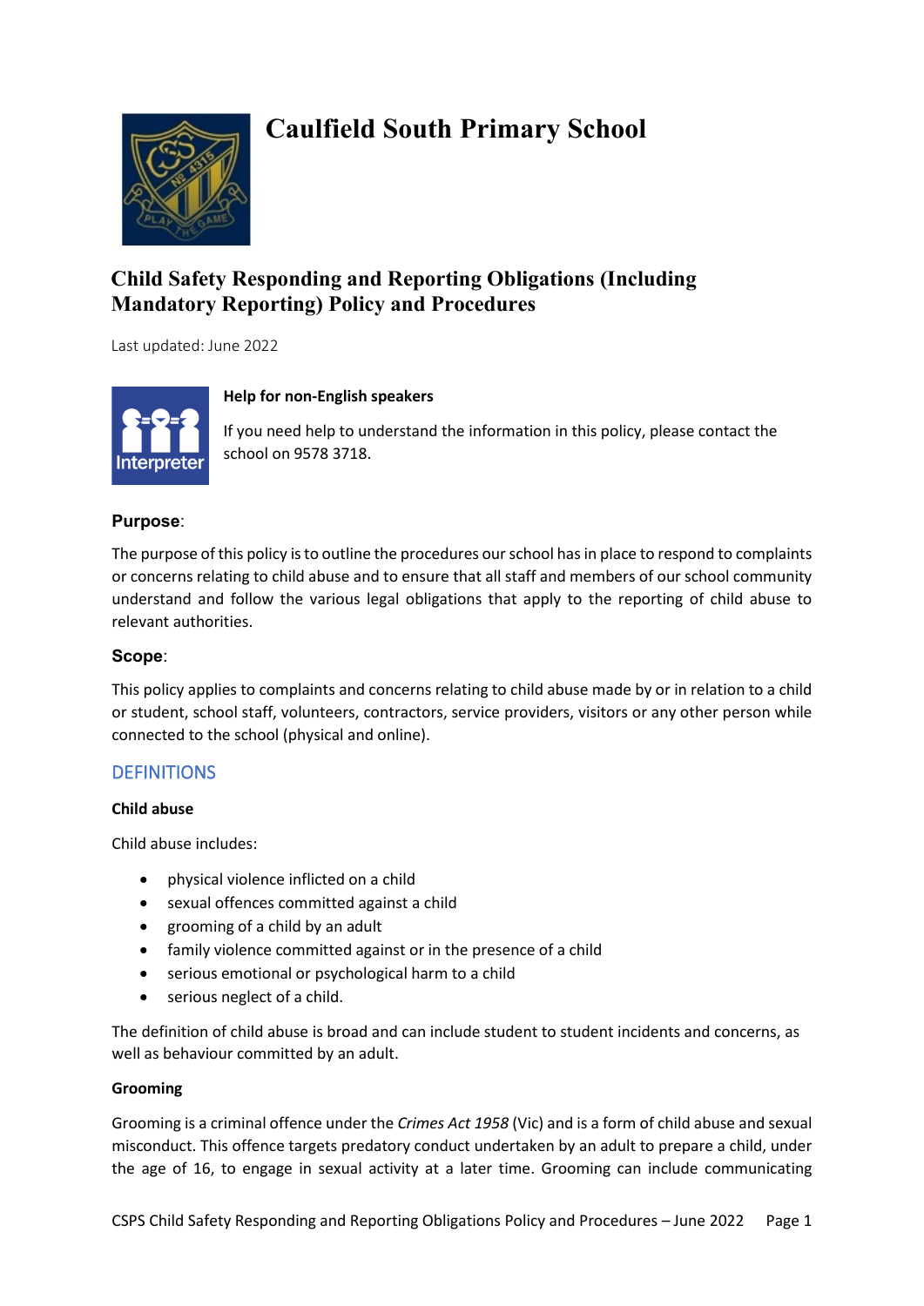# Caulfield South Primary School

## Child Safety Responding and Reporting Obligations (Including Mandatory Reporting) Policy and Procedures

Last updated: June 2022

**Help for non-English speakers**

If you need help to understand the information in this policy, please contact the school on 9578 3718.

### Purpose:

The purpose of this policy is to outline the procedures our school has in place to respond to complaints or concerns relating to child abuse and to ensure that all staff and members of our school community understand and follow the various legal obligations that apply to the reporting of child abuse to relevant authorities.

### Scope:

This policy applies to complaints and concerns relating to child abuse made by or in relation to a child or student, school staff, volunteers, contractors, service providers, visitors or any other person while connected to the school (physical and online).

## DEFINITIONS

**Child abuse**

Child abuse includes:

- physical violence inflicted on a child
- sexual offences committed against a child
- grooming of a child by an adult
- family violence committed against or in the presence of a child
- serious emotional or psychological harm to a child
- serious neglect of a child.

The definition of child abuse is broad and can include student to student incidents and concerns, as well as behaviour committed by an adult.

**Grooming**

Grooming is a criminal offence under the *Crimes Act 1958* (Vic) and is a form of child abuse and sexual misconduct. This offence targets predatory conduct undertaken by an adult to prepare a child, under the age of 16, to engage in sexual activity at a later time. Grooming can include communicating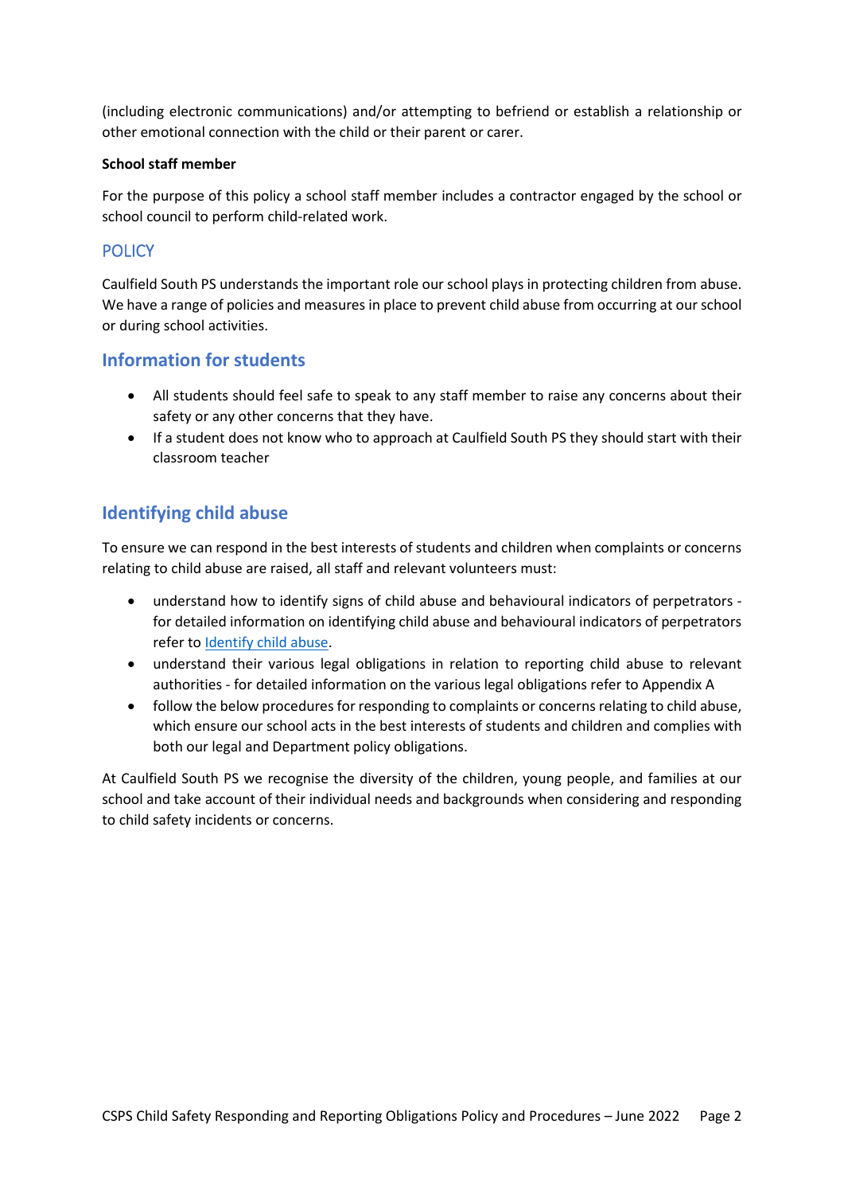(including electronic communications) and/or attempting to befriend or establish a relationship or other emotional connection with the child or their parent or carer.

**School staff member**

For the purpose of this policy a school staff member includes a contractor engaged by the school or school council to perform child-related work.

## POLICY

Caulfield South PS understands the important role our school plays in protecting children from abuse. We have a range of policies and measures in place to prevent child abuse from occurring at our school or during school activities.

## Information for students

- All students should feel safe to speak to any staff member to raise any concerns about their safety or any other concerns that they have.
- If a student does not know who to approach at Caulfield South PS they should start with their classroom teacher

## Identifying child abuse

To ensure we can respond in the best interests of students and children when complaints or concerns relating to child abuse are raised, all staff and relevant volunteers must:

- understand how to identify signs of child abuse and behavioural indicators of perpetrators - for detailed information on identifying child abuse and behavioural indicators of perpetrators refer to Identify child abuse.
- understand their various legal obligations in relation to reporting child abuse to relevant authorities - for detailed information on the various legal obligations refer to Appendix A
- follow the below procedures for responding to complaints or concerns relating to child abuse, which ensure our school acts in the best interests of students and children and complies with both our legal and Department policy obligations.

At Caulfield South PS we recognise the diversity of the children, young people, and families at our school and take account of their individual needs and backgrounds when considering and responding to child safety incidents or concerns.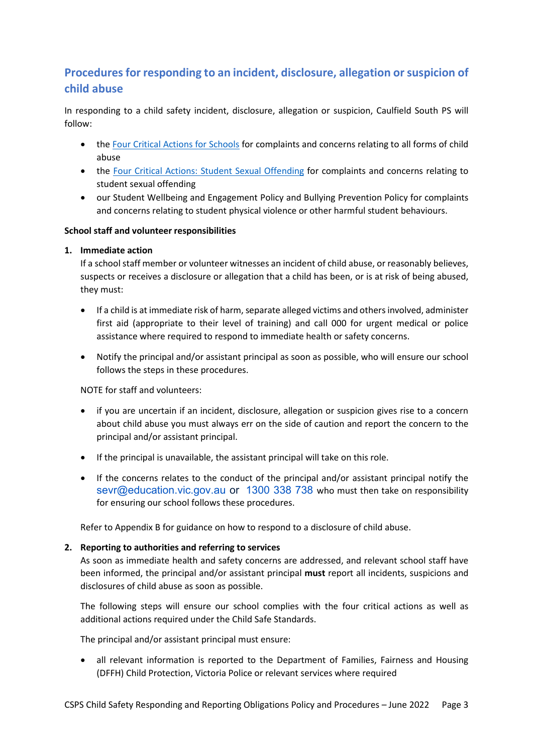## Procedures for responding to an incident, disclosure, allegation or suspicion of child abuse

In responding to a child safety incident, disclosure, allegation or suspicion, Caulfield South PS will follow:

- the [Four Critical Actions for Schools] for complaints and concerns relating to all forms of child abuse
- the [Four Critical Actions: Student Sexual Offending] for complaints and concerns relating to student sexual offending
- our Student Wellbeing and Engagement Policy and Bullying Prevention Policy for complaints and concerns relating to student physical violence or other harmful student behaviours.

**School staff and volunteer responsibilities**

1. **Immediate action**

   If a school staff member or volunteer witnesses an incident of child abuse, or reasonably believes, suspects or receives a disclosure or allegation that a child has been, or is at risk of being abused, they must:

   - If a child is at immediate risk of harm, separate alleged victims and others involved, administer first aid (appropriate to their level of training) and call 000 for urgent medical or police assistance where required to respond to immediate health or safety concerns.

   - Notify the principal and/or assistant principal as soon as possible, who will ensure our school follows the steps in these procedures.

   NOTE for staff and volunteers:

   - if you are uncertain if an incident, disclosure, allegation or suspicion gives rise to a concern about child abuse you must always err on the side of caution and report the concern to the principal and/or assistant principal.

   - If the principal is unavailable, the assistant principal will take on this role.

   - If the concerns relates to the conduct of the principal and/or assistant principal notify the sevr@education.vic.gov.au or 1300 338 738 who must then take on responsibility for ensuring our school follows these procedures.

   Refer to Appendix B for guidance on how to respond to a disclosure of child abuse.

2. **Reporting to authorities and referring to services**

   As soon as immediate health and safety concerns are addressed, and relevant school staff have been informed, the principal and/or assistant principal **must** report all incidents, suspicions and disclosures of child abuse as soon as possible.

   The following steps will ensure our school complies with the four critical actions as well as additional actions required under the Child Safe Standards.

   The principal and/or assistant principal must ensure:

   - all relevant information is reported to the Department of Families, Fairness and Housing (DFFH) Child Protection, Victoria Police or relevant services where required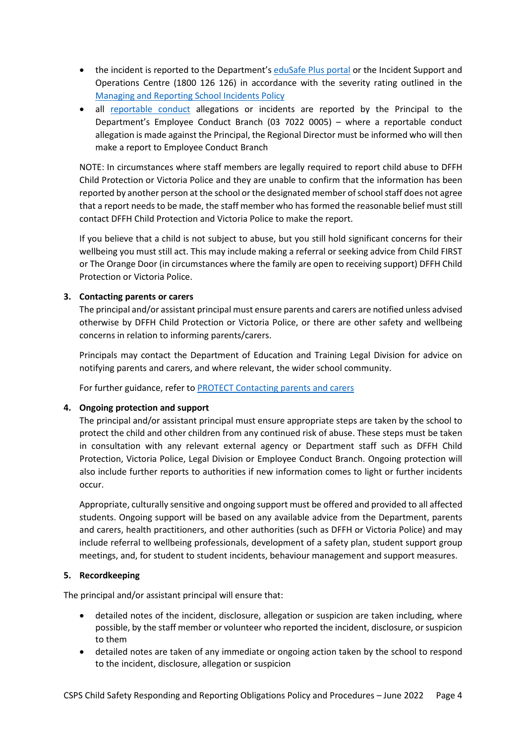- the incident is reported to the Department's eduSafe Plus portal or the Incident Support and Operations Centre (1800 126 126) in accordance with the severity rating outlined in the Managing and Reporting School Incidents Policy
- all reportable conduct allegations or incidents are reported by the Principal to the Department's Employee Conduct Branch (03 7022 0005) – where a reportable conduct allegation is made against the Principal, the Regional Director must be informed who will then make a report to Employee Conduct Branch

NOTE: In circumstances where staff members are legally required to report child abuse to DFFH Child Protection or Victoria Police and they are unable to confirm that the information has been reported by another person at the school or the designated member of school staff does not agree that a report needs to be made, the staff member who has formed the reasonable belief must still contact DFFH Child Protection and Victoria Police to make the report.

If you believe that a child is not subject to abuse, but you still hold significant concerns for their wellbeing you must still act. This may include making a referral or seeking advice from Child FIRST or The Orange Door (in circumstances where the family are open to receiving support) DFFH Child Protection or Victoria Police.

**3. Contacting parents or carers**

The principal and/or assistant principal must ensure parents and carers are notified unless advised otherwise by DFFH Child Protection or Victoria Police, or there are other safety and wellbeing concerns in relation to informing parents/carers.

Principals may contact the Department of Education and Training Legal Division for advice on notifying parents and carers, and where relevant, the wider school community.

For further guidance, refer to PROTECT Contacting parents and carers

**4. Ongoing protection and support**

The principal and/or assistant principal must ensure appropriate steps are taken by the school to protect the child and other children from any continued risk of abuse. These steps must be taken in consultation with any relevant external agency or Department staff such as DFFH Child Protection, Victoria Police, Legal Division or Employee Conduct Branch. Ongoing protection will also include further reports to authorities if new information comes to light or further incidents occur.

Appropriate, culturally sensitive and ongoing support must be offered and provided to all affected students. Ongoing support will be based on any available advice from the Department, parents and carers, health practitioners, and other authorities (such as DFFH or Victoria Police) and may include referral to wellbeing professionals, development of a safety plan, student support group meetings, and, for student to student incidents, behaviour management and support measures.

**5. Recordkeeping**

The principal and/or assistant principal will ensure that:

- detailed notes of the incident, disclosure, allegation or suspicion are taken including, where possible, by the staff member or volunteer who reported the incident, disclosure, or suspicion to them
- detailed notes are taken of any immediate or ongoing action taken by the school to respond to the incident, disclosure, allegation or suspicion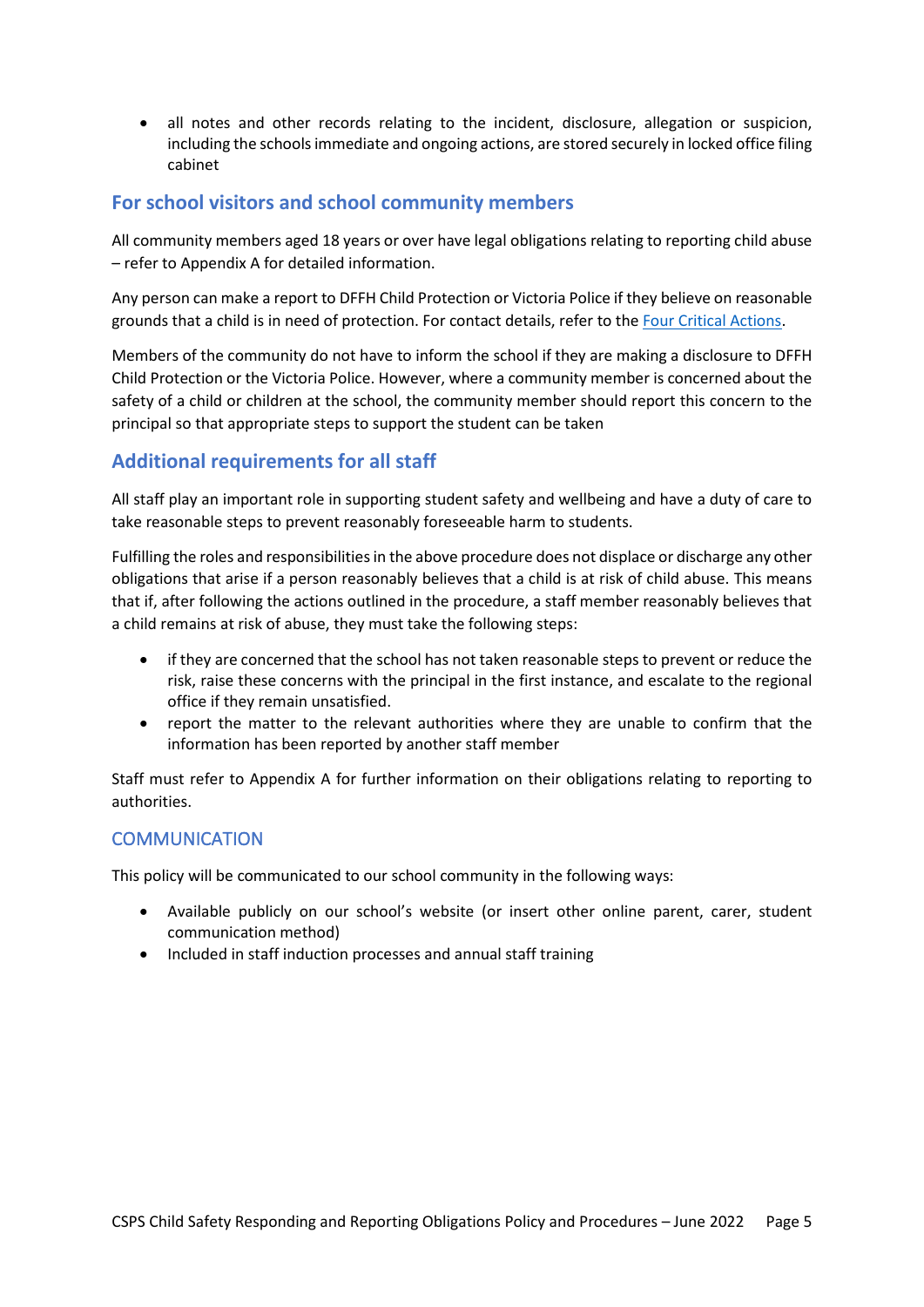- all notes and other records relating to the incident, disclosure, allegation or suspicion, including the schools immediate and ongoing actions, are stored securely in locked office filing cabinet

## For school visitors and school community members

All community members aged 18 years or over have legal obligations relating to reporting child abuse – refer to Appendix A for detailed information.

Any person can make a report to DFFH Child Protection or Victoria Police if they believe on reasonable grounds that a child is in need of protection. For contact details, refer to the Four Critical Actions.

Members of the community do not have to inform the school if they are making a disclosure to DFFH Child Protection or the Victoria Police. However, where a community member is concerned about the safety of a child or children at the school, the community member should report this concern to the principal so that appropriate steps to support the student can be taken

## Additional requirements for all staff

All staff play an important role in supporting student safety and wellbeing and have a duty of care to take reasonable steps to prevent reasonably foreseeable harm to students.

Fulfilling the roles and responsibilities in the above procedure does not displace or discharge any other obligations that arise if a person reasonably believes that a child is at risk of child abuse. This means that if, after following the actions outlined in the procedure, a staff member reasonably believes that a child remains at risk of abuse, they must take the following steps:

- if they are concerned that the school has not taken reasonable steps to prevent or reduce the risk, raise these concerns with the principal in the first instance, and escalate to the regional office if they remain unsatisfied.
- report the matter to the relevant authorities where they are unable to confirm that the information has been reported by another staff member

Staff must refer to Appendix A for further information on their obligations relating to reporting to authorities.

## COMMUNICATION

This policy will be communicated to our school community in the following ways:

- Available publicly on our school's website (or insert other online parent, carer, student communication method)
- Included in staff induction processes and annual staff training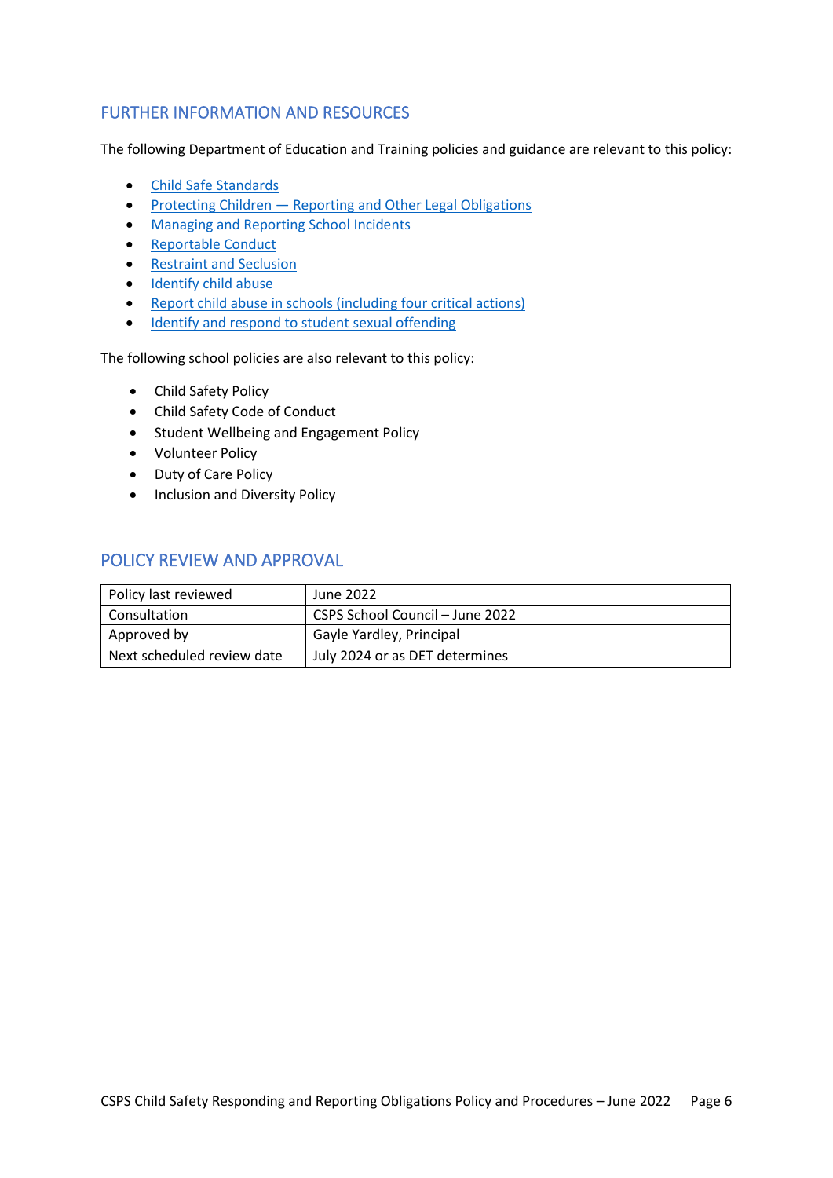## FURTHER INFORMATION AND RESOURCES

The following Department of Education and Training policies and guidance are relevant to this policy:

- Child Safe Standards
- Protecting Children — Reporting and Other Legal Obligations
- Managing and Reporting School Incidents
- Reportable Conduct
- Restraint and Seclusion
- Identify child abuse
- Report child abuse in schools (including four critical actions)
- Identify and respond to student sexual offending

The following school policies are also relevant to this policy:

- Child Safety Policy
- Child Safety Code of Conduct
- Student Wellbeing and Engagement Policy
- Volunteer Policy
- Duty of Care Policy
- Inclusion and Diversity Policy

## POLICY REVIEW AND APPROVAL

| Policy last reviewed | June 2022 |
|---|---|
| Consultation | CSPS School Council – June 2022 |
| Approved by | Gayle Yardley, Principal |
| Next scheduled review date | July 2024 or as DET determines |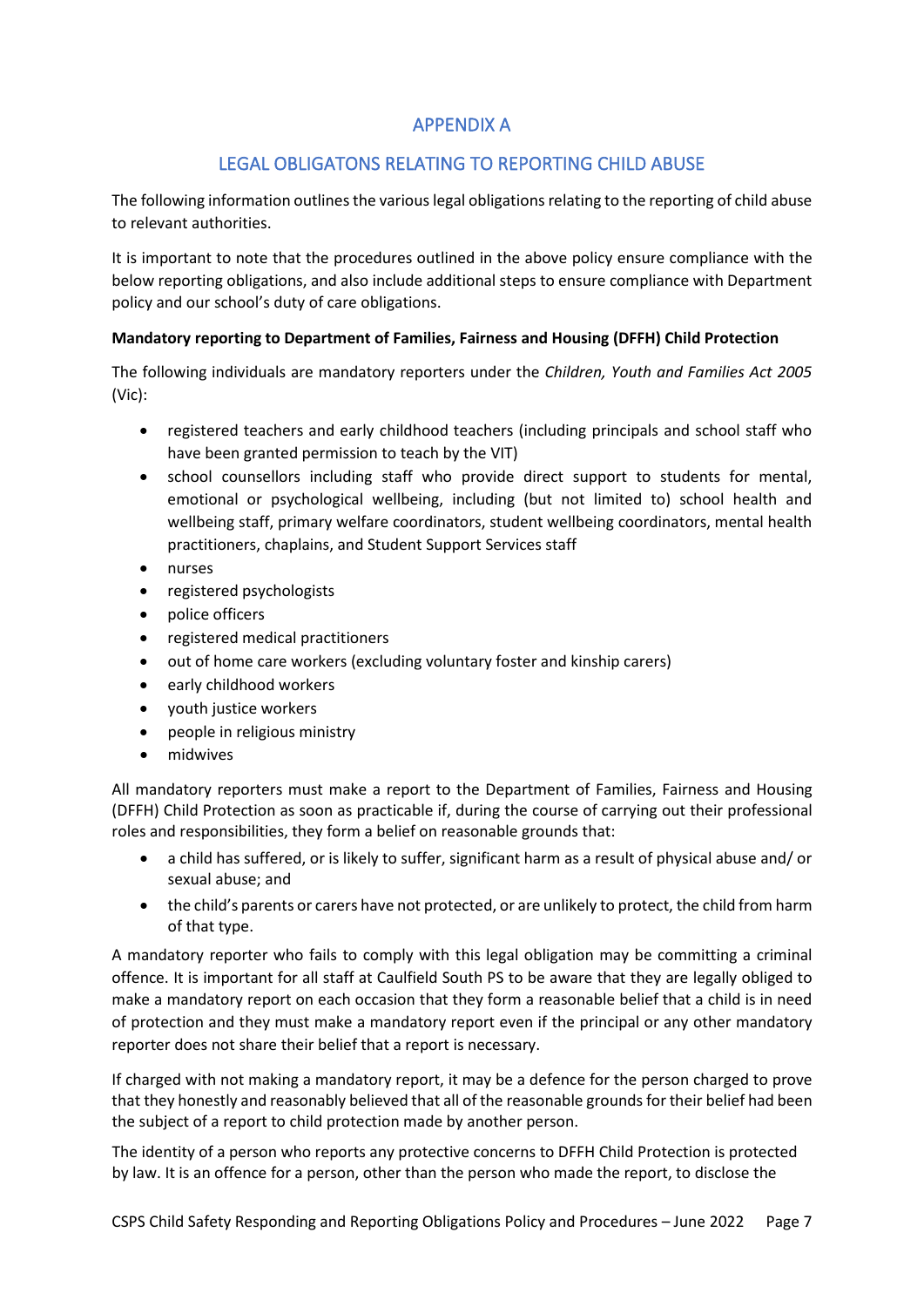## APPENDIX A

## LEGAL OBLIGATONS RELATING TO REPORTING CHILD ABUSE

The following information outlines the various legal obligations relating to the reporting of child abuse to relevant authorities.

It is important to note that the procedures outlined in the above policy ensure compliance with the below reporting obligations, and also include additional steps to ensure compliance with Department policy and our school's duty of care obligations.

**Mandatory reporting to Department of Families, Fairness and Housing (DFFH) Child Protection**

The following individuals are mandatory reporters under the *Children, Youth and Families Act 2005* (Vic):

- registered teachers and early childhood teachers (including principals and school staff who have been granted permission to teach by the VIT)
- school counsellors including staff who provide direct support to students for mental, emotional or psychological wellbeing, including (but not limited to) school health and wellbeing staff, primary welfare coordinators, student wellbeing coordinators, mental health practitioners, chaplains, and Student Support Services staff
- nurses
- registered psychologists
- police officers
- registered medical practitioners
- out of home care workers (excluding voluntary foster and kinship carers)
- early childhood workers
- youth justice workers
- people in religious ministry
- midwives

All mandatory reporters must make a report to the Department of Families, Fairness and Housing (DFFH) Child Protection as soon as practicable if, during the course of carrying out their professional roles and responsibilities, they form a belief on reasonable grounds that:

- a child has suffered, or is likely to suffer, significant harm as a result of physical abuse and/ or sexual abuse; and
- the child's parents or carers have not protected, or are unlikely to protect, the child from harm of that type.

A mandatory reporter who fails to comply with this legal obligation may be committing a criminal offence. It is important for all staff at Caulfield South PS to be aware that they are legally obliged to make a mandatory report on each occasion that they form a reasonable belief that a child is in need of protection and they must make a mandatory report even if the principal or any other mandatory reporter does not share their belief that a report is necessary.

If charged with not making a mandatory report, it may be a defence for the person charged to prove that they honestly and reasonably believed that all of the reasonable grounds for their belief had been the subject of a report to child protection made by another person.

The identity of a person who reports any protective concerns to DFFH Child Protection is protected by law. It is an offence for a person, other than the person who made the report, to disclose the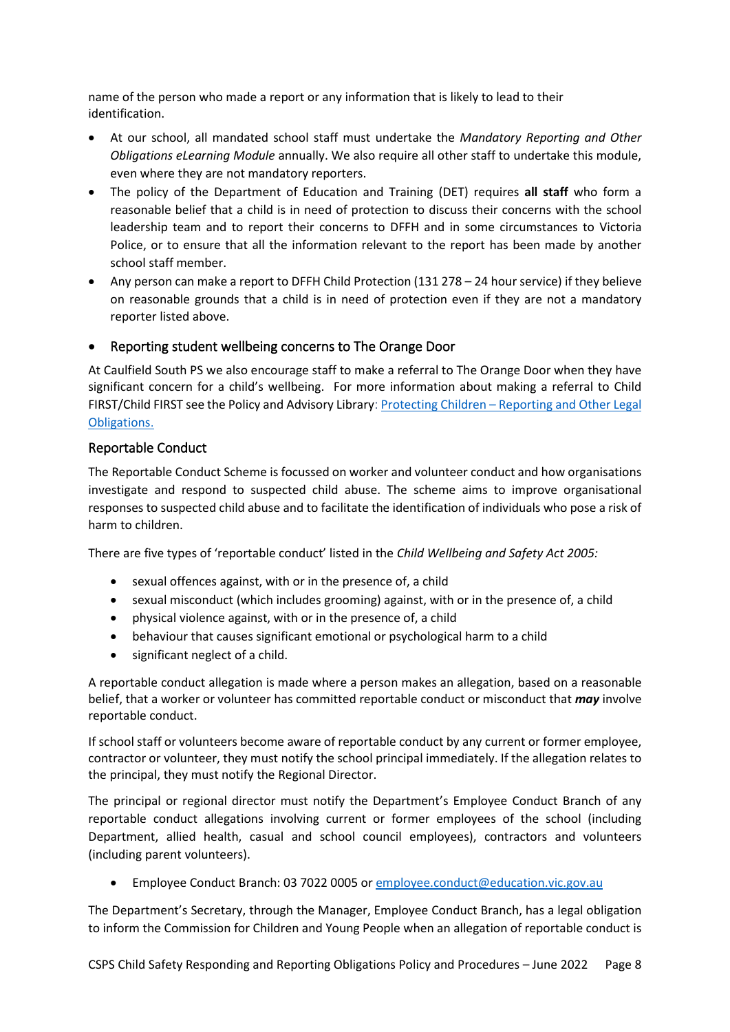name of the person who made a report or any information that is likely to lead to their identification.

- At our school, all mandated school staff must undertake the *Mandatory Reporting and Other Obligations eLearning Module* annually. We also require all other staff to undertake this module, even where they are not mandatory reporters.
- The policy of the Department of Education and Training (DET) requires **all staff** who form a reasonable belief that a child is in need of protection to discuss their concerns with the school leadership team and to report their concerns to DFFH and in some circumstances to Victoria Police, or to ensure that all the information relevant to the report has been made by another school staff member.
- Any person can make a report to DFFH Child Protection (131 278 – 24 hour service) if they believe on reasonable grounds that a child is in need of protection even if they are not a mandatory reporter listed above.

- Reporting student wellbeing concerns to The Orange Door

At Caulfield South PS we also encourage staff to make a referral to The Orange Door when they have significant concern for a child's wellbeing. For more information about making a referral to Child FIRST/Child FIRST see the Policy and Advisory Library: [Protecting Children – Reporting and Other Legal Obligations.]

### Reportable Conduct

The Reportable Conduct Scheme is focussed on worker and volunteer conduct and how organisations investigate and respond to suspected child abuse. The scheme aims to improve organisational responses to suspected child abuse and to facilitate the identification of individuals who pose a risk of harm to children.

There are five types of 'reportable conduct' listed in the *Child Wellbeing and Safety Act 2005:*

- sexual offences against, with or in the presence of, a child
- sexual misconduct (which includes grooming) against, with or in the presence of, a child
- physical violence against, with or in the presence of, a child
- behaviour that causes significant emotional or psychological harm to a child
- significant neglect of a child.

A reportable conduct allegation is made where a person makes an allegation, based on a reasonable belief, that a worker or volunteer has committed reportable conduct or misconduct that ***may*** involve reportable conduct.

If school staff or volunteers become aware of reportable conduct by any current or former employee, contractor or volunteer, they must notify the school principal immediately. If the allegation relates to the principal, they must notify the Regional Director.

The principal or regional director must notify the Department's Employee Conduct Branch of any reportable conduct allegations involving current or former employees of the school (including Department, allied health, casual and school council employees), contractors and volunteers (including parent volunteers).

- Employee Conduct Branch: 03 7022 0005 or employee.conduct@education.vic.gov.au

The Department's Secretary, through the Manager, Employee Conduct Branch, has a legal obligation to inform the Commission for Children and Young People when an allegation of reportable conduct is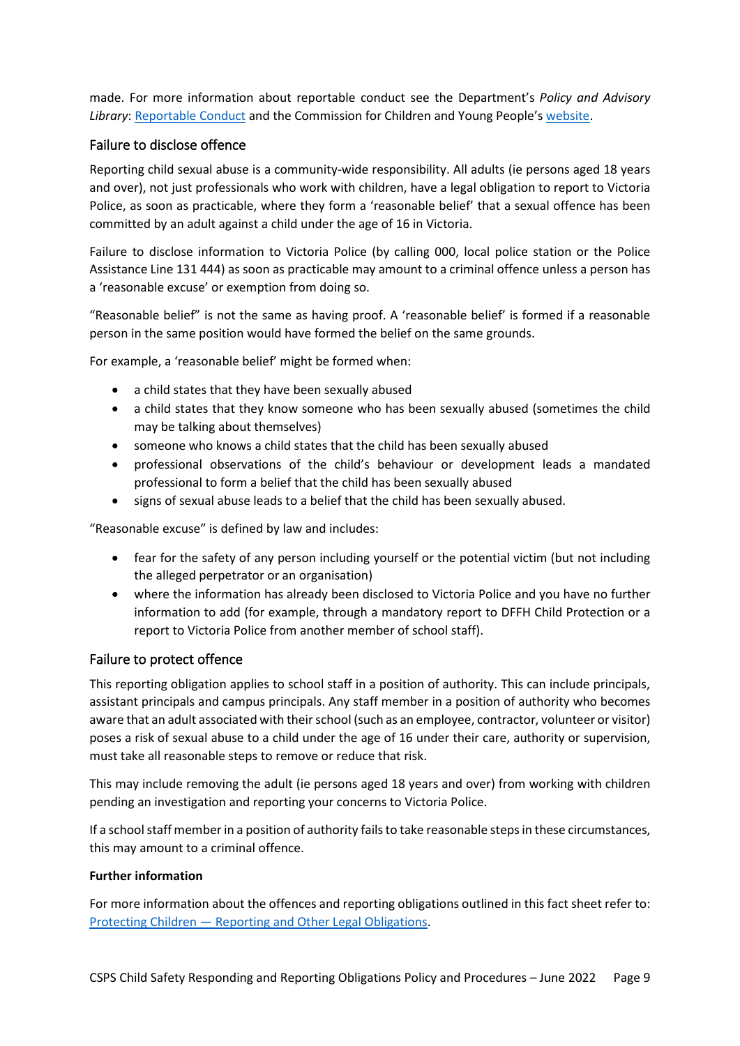made. For more information about reportable conduct see the Department's *Policy and Advisory Library*: [Reportable Conduct]() and the Commission for Children and Young People's [website]().

### Failure to disclose offence

Reporting child sexual abuse is a community-wide responsibility. All adults (ie persons aged 18 years and over), not just professionals who work with children, have a legal obligation to report to Victoria Police, as soon as practicable, where they form a 'reasonable belief' that a sexual offence has been committed by an adult against a child under the age of 16 in Victoria.

Failure to disclose information to Victoria Police (by calling 000, local police station or the Police Assistance Line 131 444) as soon as practicable may amount to a criminal offence unless a person has a 'reasonable excuse' or exemption from doing so.

"Reasonable belief" is not the same as having proof. A 'reasonable belief' is formed if a reasonable person in the same position would have formed the belief on the same grounds.

For example, a 'reasonable belief' might be formed when:

- a child states that they have been sexually abused
- a child states that they know someone who has been sexually abused (sometimes the child may be talking about themselves)
- someone who knows a child states that the child has been sexually abused
- professional observations of the child's behaviour or development leads a mandated professional to form a belief that the child has been sexually abused
- signs of sexual abuse leads to a belief that the child has been sexually abused.

"Reasonable excuse" is defined by law and includes:

- fear for the safety of any person including yourself or the potential victim (but not including the alleged perpetrator or an organisation)
- where the information has already been disclosed to Victoria Police and you have no further information to add (for example, through a mandatory report to DFFH Child Protection or a report to Victoria Police from another member of school staff).

### Failure to protect offence

This reporting obligation applies to school staff in a position of authority. This can include principals, assistant principals and campus principals. Any staff member in a position of authority who becomes aware that an adult associated with their school (such as an employee, contractor, volunteer or visitor) poses a risk of sexual abuse to a child under the age of 16 under their care, authority or supervision, must take all reasonable steps to remove or reduce that risk.

This may include removing the adult (ie persons aged 18 years and over) from working with children pending an investigation and reporting your concerns to Victoria Police.

If a school staff member in a position of authority fails to take reasonable steps in these circumstances, this may amount to a criminal offence.

**Further information**

For more information about the offences and reporting obligations outlined in this fact sheet refer to: [Protecting Children — Reporting and Other Legal Obligations]().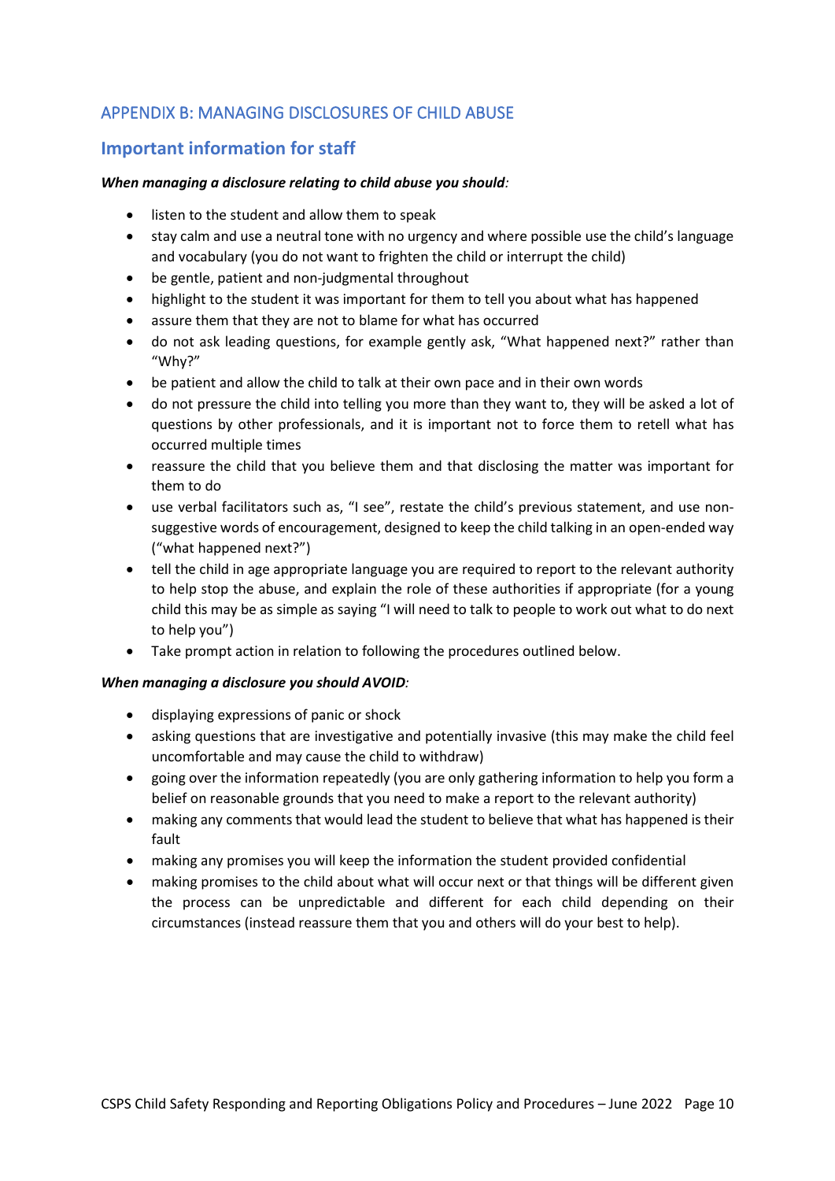# APPENDIX B: MANAGING DISCLOSURES OF CHILD ABUSE

## Important information for staff

***When managing a disclosure relating to child abuse you should:***

- listen to the student and allow them to speak
- stay calm and use a neutral tone with no urgency and where possible use the child's language and vocabulary (you do not want to frighten the child or interrupt the child)
- be gentle, patient and non-judgmental throughout
- highlight to the student it was important for them to tell you about what has happened
- assure them that they are not to blame for what has occurred
- do not ask leading questions, for example gently ask, "What happened next?" rather than "Why?"
- be patient and allow the child to talk at their own pace and in their own words
- do not pressure the child into telling you more than they want to, they will be asked a lot of questions by other professionals, and it is important not to force them to retell what has occurred multiple times
- reassure the child that you believe them and that disclosing the matter was important for them to do
- use verbal facilitators such as, "I see", restate the child's previous statement, and use non-suggestive words of encouragement, designed to keep the child talking in an open-ended way ("what happened next?")
- tell the child in age appropriate language you are required to report to the relevant authority to help stop the abuse, and explain the role of these authorities if appropriate (for a young child this may be as simple as saying "I will need to talk to people to work out what to do next to help you")
- Take prompt action in relation to following the procedures outlined below.

***When managing a disclosure you should AVOID:***

- displaying expressions of panic or shock
- asking questions that are investigative and potentially invasive (this may make the child feel uncomfortable and may cause the child to withdraw)
- going over the information repeatedly (you are only gathering information to help you form a belief on reasonable grounds that you need to make a report to the relevant authority)
- making any comments that would lead the student to believe that what has happened is their fault
- making any promises you will keep the information the student provided confidential
- making promises to the child about what will occur next or that things will be different given the process can be unpredictable and different for each child depending on their circumstances (instead reassure them that you and others will do your best to help).